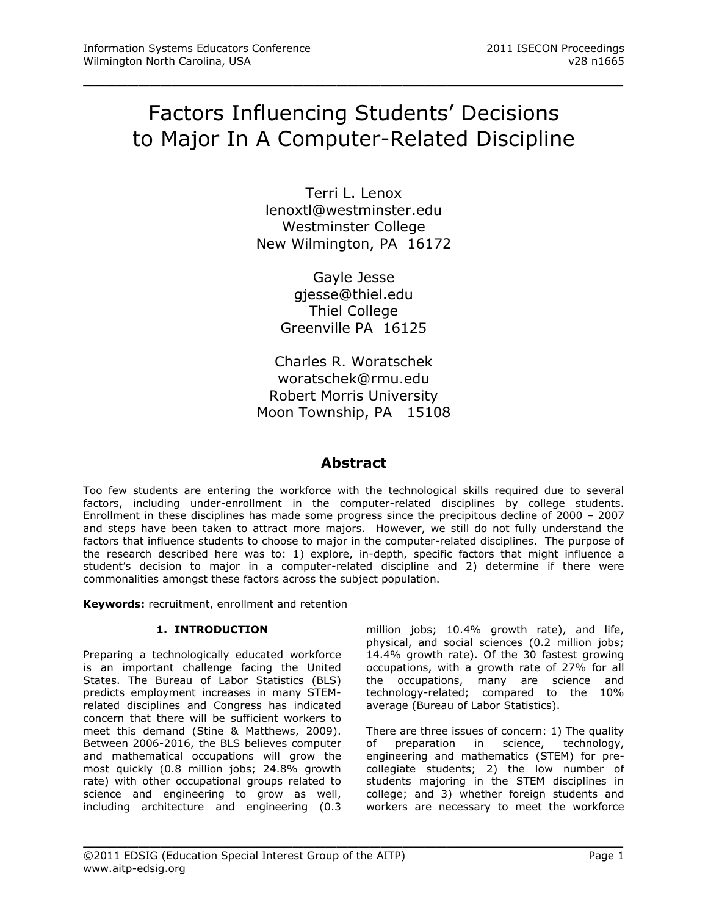# Factors Influencing Students' Decisions to Major In A Computer-Related Discipline

Terri L. Lenox
lenoxtl@westminster.edu
Westminster College
New Wilmington, PA 16172

Gayle Jesse
gjesse@thiel.edu
Thiel College
Greenville PA 16125

Charles R. Woratschek
woratschek@rmu.edu
Robert Morris University
Moon Township, PA 15108

## Abstract

Too few students are entering the workforce with the technological skills required due to several factors, including under-enrollment in the computer-related disciplines by college students. Enrollment in these disciplines has made some progress since the precipitous decline of 2000 – 2007 and steps have been taken to attract more majors. However, we still do not fully understand the factors that influence students to choose to major in the computer-related disciplines. The purpose of the research described here was to: 1) explore, in-depth, specific factors that might influence a student's decision to major in a computer-related discipline and 2) determine if there were commonalities amongst these factors across the subject population.

**Keywords:** recruitment, enrollment and retention

## 1. INTRODUCTION

Preparing a technologically educated workforce is an important challenge facing the United States. The Bureau of Labor Statistics (BLS) predicts employment increases in many STEM-related disciplines and Congress has indicated concern that there will be sufficient workers to meet this demand (Stine & Matthews, 2009). Between 2006-2016, the BLS believes computer and mathematical occupations will grow the most quickly (0.8 million jobs; 24.8% growth rate) with other occupational groups related to science and engineering to grow as well, including architecture and engineering (0.3 million jobs; 10.4% growth rate), and life, physical, and social sciences (0.2 million jobs; 14.4% growth rate). Of the 30 fastest growing occupations, with a growth rate of 27% for all the occupations, many are science and technology-related; compared to the 10% average (Bureau of Labor Statistics).

There are three issues of concern: 1) The quality of preparation in science, technology, engineering and mathematics (STEM) for pre-collegiate students; 2) the low number of students majoring in the STEM disciplines in college; and 3) whether foreign students and workers are necessary to meet the workforce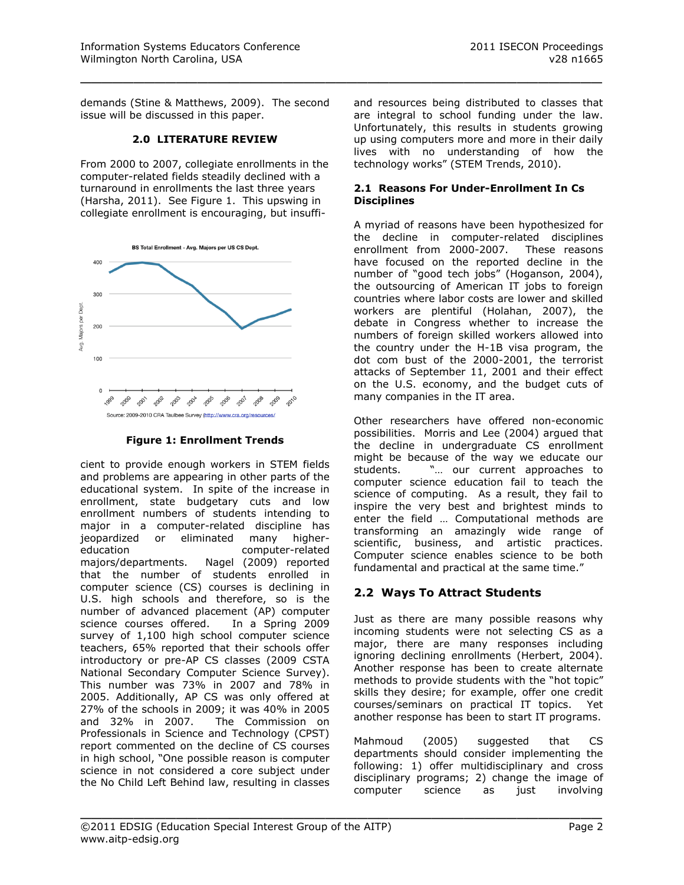demands (Stine & Matthews, 2009). The second issue will be discussed in this paper.

## 2.0 LITERATURE REVIEW

From 2000 to 2007, collegiate enrollments in the computer-related fields steadily declined with a turnaround in enrollments the last three years (Harsha, 2011). See Figure 1. This upswing in collegiate enrollment is encouraging, but insufficient to provide enough workers in STEM fields and problems are appearing in other parts of the educational system. In spite of the increase in enrollment, state budgetary cuts and low enrollment numbers of students intending to major in a computer-related discipline has jeopardized or eliminated many higher-education computer-related majors/departments. Nagel (2009) reported that the number of students enrolled in computer science (CS) courses is declining in U.S. high schools and therefore, so is the number of advanced placement (AP) computer science courses offered. In a Spring 2009 survey of 1,100 high school computer science teachers, 65% reported that their schools offer introductory or pre-AP CS classes (2009 CSTA National Secondary Computer Science Survey). This number was 73% in 2007 and 78% in 2005. Additionally, AP CS was only offered at 27% of the schools in 2009; it was 40% in 2005 and 32% in 2007. The Commission on Professionals in Science and Technology (CPST) report commented on the decline of CS courses in high school, "One possible reason is computer science in not considered a core subject under the No Child Left Behind law, resulting in classes and resources being distributed to classes that are integral to school funding under the law. Unfortunately, this results in students growing up using computers more and more in their daily lives with no understanding of how the technology works" (STEM Trends, 2010).

**Figure 1: Enrollment Trends**

### 2.1 Reasons For Under-Enrollment In Cs Disciplines

A myriad of reasons have been hypothesized for the decline in computer-related disciplines enrollment from 2000-2007. These reasons have focused on the reported decline in the number of "good tech jobs" (Hoganson, 2004), the outsourcing of American IT jobs to foreign countries where labor costs are lower and skilled workers are plentiful (Holahan, 2007), the debate in Congress whether to increase the numbers of foreign skilled workers allowed into the country under the H-1B visa program, the dot com bust of the 2000-2001, the terrorist attacks of September 11, 2001 and their effect on the U.S. economy, and the budget cuts of many companies in the IT area.

Other researchers have offered non-economic possibilities. Morris and Lee (2004) argued that the decline in undergraduate CS enrollment might be because of the way we educate our students. "… our current approaches to computer science education fail to teach the science of computing. As a result, they fail to inspire the very best and brightest minds to enter the field … Computational methods are transforming an amazingly wide range of scientific, business, and artistic practices. Computer science enables science to be both fundamental and practical at the same time."

### 2.2 Ways To Attract Students

Just as there are many possible reasons why incoming students were not selecting CS as a major, there are many responses including ignoring declining enrollments (Herbert, 2004). Another response has been to create alternate methods to provide students with the "hot topic" skills they desire; for example, offer one credit courses/seminars on practical IT topics. Yet another response has been to start IT programs.

Mahmoud (2005) suggested that CS departments should consider implementing the following: 1) offer multidisciplinary and cross disciplinary programs; 2) change the image of computer science as just involving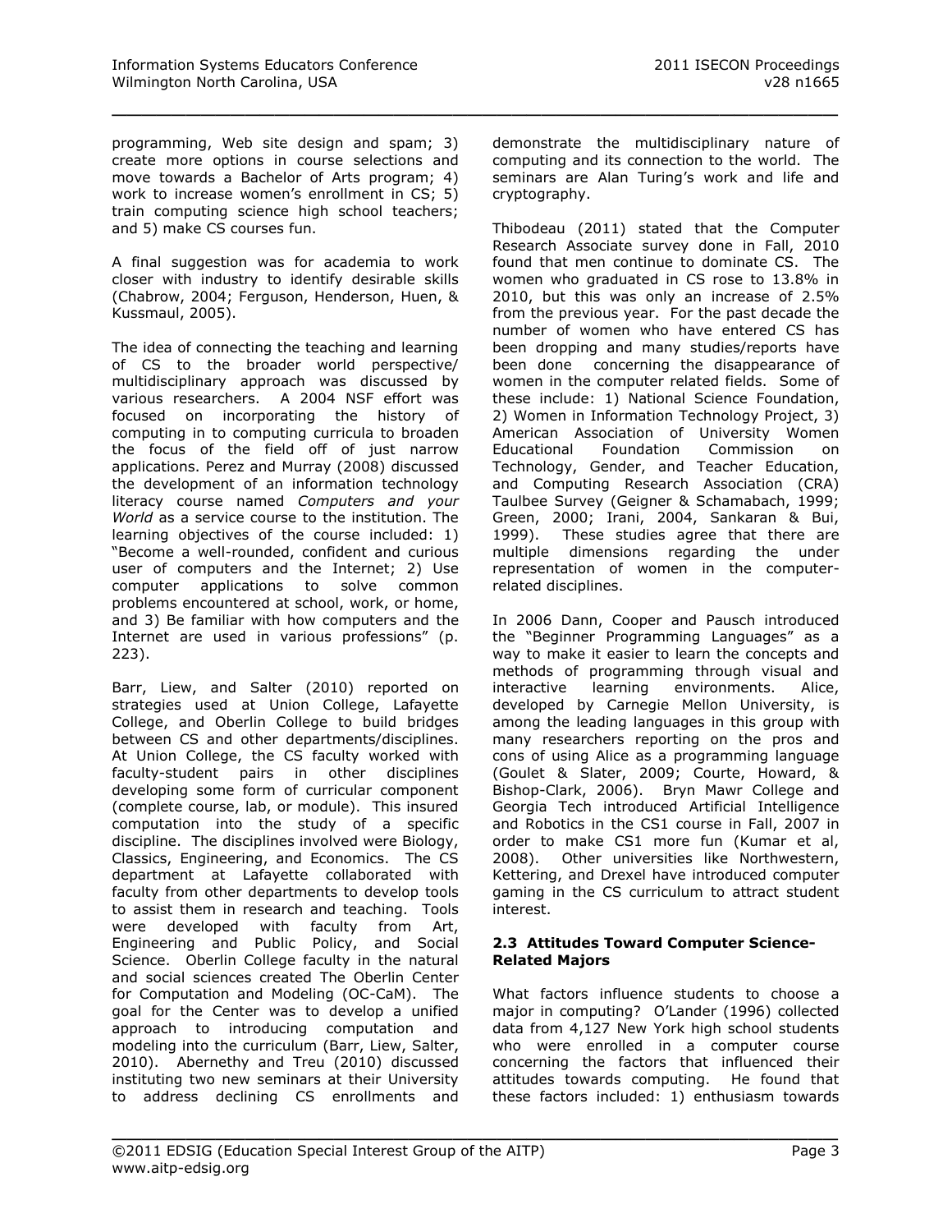programming, Web site design and spam; 3) create more options in course selections and move towards a Bachelor of Arts program; 4) work to increase women's enrollment in CS; 5) train computing science high school teachers; and 5) make CS courses fun.

A final suggestion was for academia to work closer with industry to identify desirable skills (Chabrow, 2004; Ferguson, Henderson, Huen, & Kussmaul, 2005).

The idea of connecting the teaching and learning of CS to the broader world perspective/ multidisciplinary approach was discussed by various researchers. A 2004 NSF effort was focused on incorporating the history of computing in to computing curricula to broaden the focus of the field off of just narrow applications. Perez and Murray (2008) discussed the development of an information technology literacy course named *Computers and your World* as a service course to the institution. The learning objectives of the course included: 1) "Become a well-rounded, confident and curious user of computers and the Internet; 2) Use computer applications to solve common problems encountered at school, work, or home, and 3) Be familiar with how computers and the Internet are used in various professions" (p. 223).

Barr, Liew, and Salter (2010) reported on strategies used at Union College, Lafayette College, and Oberlin College to build bridges between CS and other departments/disciplines. At Union College, the CS faculty worked with faculty-student pairs in other disciplines developing some form of curricular component (complete course, lab, or module). This insured computation into the study of a specific discipline. The disciplines involved were Biology, Classics, Engineering, and Economics. The CS department at Lafayette collaborated with faculty from other departments to develop tools to assist them in research and teaching. Tools were developed with faculty from Art, Engineering and Public Policy, and Social Science. Oberlin College faculty in the natural and social sciences created The Oberlin Center for Computation and Modeling (OC-CaM). The goal for the Center was to develop a unified approach to introducing computation and modeling into the curriculum (Barr, Liew, Salter, 2010). Abernethy and Treu (2010) discussed instituting two new seminars at their University to address declining CS enrollments and demonstrate the multidisciplinary nature of computing and its connection to the world. The seminars are Alan Turing's work and life and cryptography.

Thibodeau (2011) stated that the Computer Research Associate survey done in Fall, 2010 found that men continue to dominate CS. The women who graduated in CS rose to 13.8% in 2010, but this was only an increase of 2.5% from the previous year. For the past decade the number of women who have entered CS has been dropping and many studies/reports have been done concerning the disappearance of women in the computer related fields. Some of these include: 1) National Science Foundation, 2) Women in Information Technology Project, 3) American Association of University Women Educational Foundation Commission on Technology, Gender, and Teacher Education, and Computing Research Association (CRA) Taulbee Survey (Geigner & Schamabach, 1999; Green, 2000; Irani, 2004, Sankaran & Bui, 1999). These studies agree that there are multiple dimensions regarding the under representation of women in the computer-related disciplines.

In 2006 Dann, Cooper and Pausch introduced the "Beginner Programming Languages" as a way to make it easier to learn the concepts and methods of programming through visual and interactive learning environments. Alice, developed by Carnegie Mellon University, is among the leading languages in this group with many researchers reporting on the pros and cons of using Alice as a programming language (Goulet & Slater, 2009; Courte, Howard, & Bishop-Clark, 2006). Bryn Mawr College and Georgia Tech introduced Artificial Intelligence and Robotics in the CS1 course in Fall, 2007 in order to make CS1 more fun (Kumar et al, 2008). Other universities like Northwestern, Kettering, and Drexel have introduced computer gaming in the CS curriculum to attract student interest.

### 2.3 Attitudes Toward Computer Science-Related Majors

What factors influence students to choose a major in computing? O'Lander (1996) collected data from 4,127 New York high school students who were enrolled in a computer course concerning the factors that influenced their attitudes towards computing. He found that these factors included: 1) enthusiasm towards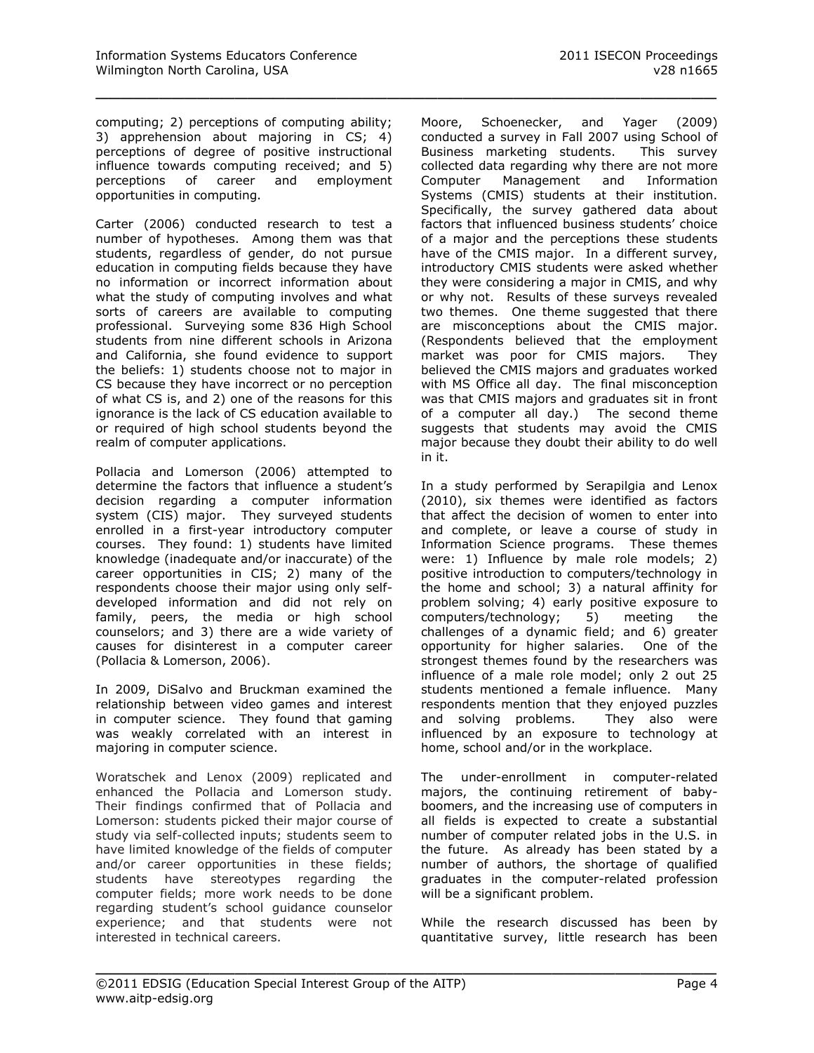computing; 2) perceptions of computing ability; 3) apprehension about majoring in CS; 4) perceptions of degree of positive instructional influence towards computing received; and 5) perceptions of career and employment opportunities in computing.

Carter (2006) conducted research to test a number of hypotheses. Among them was that students, regardless of gender, do not pursue education in computing fields because they have no information or incorrect information about what the study of computing involves and what sorts of careers are available to computing professional. Surveying some 836 High School students from nine different schools in Arizona and California, she found evidence to support the beliefs: 1) students choose not to major in CS because they have incorrect or no perception of what CS is, and 2) one of the reasons for this ignorance is the lack of CS education available to or required of high school students beyond the realm of computer applications.

Pollacia and Lomerson (2006) attempted to determine the factors that influence a student's decision regarding a computer information system (CIS) major. They surveyed students enrolled in a first-year introductory computer courses. They found: 1) students have limited knowledge (inadequate and/or inaccurate) of the career opportunities in CIS; 2) many of the respondents choose their major using only self-developed information and did not rely on family, peers, the media or high school counselors; and 3) there are a wide variety of causes for disinterest in a computer career (Pollacia & Lomerson, 2006).

In 2009, DiSalvo and Bruckman examined the relationship between video games and interest in computer science. They found that gaming was weakly correlated with an interest in majoring in computer science.

Woratschek and Lenox (2009) replicated and enhanced the Pollacia and Lomerson study. Their findings confirmed that of Pollacia and Lomerson: students picked their major course of study via self-collected inputs; students seem to have limited knowledge of the fields of computer and/or career opportunities in these fields; students have stereotypes regarding the computer fields; more work needs to be done regarding student's school guidance counselor experience; and that students were not interested in technical careers.

Moore, Schoenecker, and Yager (2009) conducted a survey in Fall 2007 using School of Business marketing students. This survey collected data regarding why there are not more Computer Management and Information Systems (CMIS) students at their institution. Specifically, the survey gathered data about factors that influenced business students' choice of a major and the perceptions these students have of the CMIS major. In a different survey, introductory CMIS students were asked whether they were considering a major in CMIS, and why or why not. Results of these surveys revealed two themes. One theme suggested that there are misconceptions about the CMIS major. (Respondents believed that the employment market was poor for CMIS majors. They believed the CMIS majors and graduates worked with MS Office all day. The final misconception was that CMIS majors and graduates sit in front of a computer all day.) The second theme suggests that students may avoid the CMIS major because they doubt their ability to do well in it.

In a study performed by Serapilgia and Lenox (2010), six themes were identified as factors that affect the decision of women to enter into and complete, or leave a course of study in Information Science programs. These themes were: 1) Influence by male role models; 2) positive introduction to computers/technology in the home and school; 3) a natural affinity for problem solving; 4) early positive exposure to computers/technology; 5) meeting the challenges of a dynamic field; and 6) greater opportunity for higher salaries. One of the strongest themes found by the researchers was influence of a male role model; only 2 out 25 students mentioned a female influence. Many respondents mention that they enjoyed puzzles and solving problems. They also were influenced by an exposure to technology at home, school and/or in the workplace.

The under-enrollment in computer-related majors, the continuing retirement of baby-boomers, and the increasing use of computers in all fields is expected to create a substantial number of computer related jobs in the U.S. in the future. As already has been stated by a number of authors, the shortage of qualified graduates in the computer-related profession will be a significant problem.

While the research discussed has been by quantitative survey, little research has been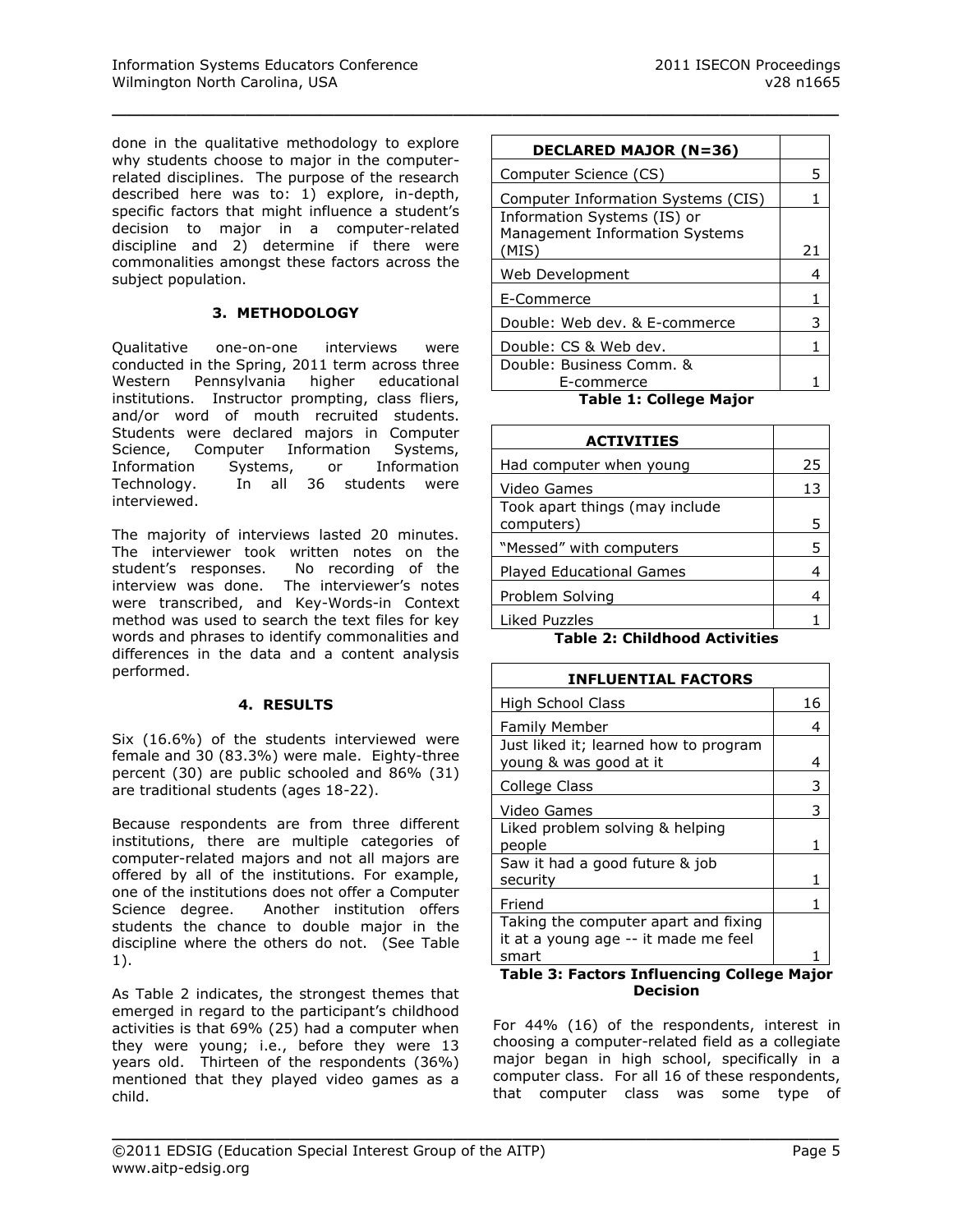done in the qualitative methodology to explore why students choose to major in the computer-related disciplines. The purpose of the research described here was to: 1) explore, in-depth, specific factors that might influence a student's decision to major in a computer-related discipline and 2) determine if there were commonalities amongst these factors across the subject population.

## 3. METHODOLOGY

Qualitative one-on-one interviews were conducted in the Spring, 2011 term across three Western Pennsylvania higher educational institutions. Instructor prompting, class fliers, and/or word of mouth recruited students. Students were declared majors in Computer Science, Computer Information Systems, Information Systems, or Information Technology. In all 36 students were interviewed.

The majority of interviews lasted 20 minutes. The interviewer took written notes on the student's responses. No recording of the interview was done. The interviewer's notes were transcribed, and Key-Words-in Context method was used to search the text files for key words and phrases to identify commonalities and differences in the data and a content analysis performed.

## 4. RESULTS

Six (16.6%) of the students interviewed were female and 30 (83.3%) were male. Eighty-three percent (30) are public schooled and 86% (31) are traditional students (ages 18-22).

Because respondents are from three different institutions, there are multiple categories of computer-related majors and not all majors are offered by all of the institutions. For example, one of the institutions does not offer a Computer Science degree. Another institution offers students the chance to double major in the discipline where the others do not. (See Table 1).

As Table 2 indicates, the strongest themes that emerged in regard to the participant's childhood activities is that 69% (25) had a computer when they were young; i.e., before they were 13 years old. Thirteen of the respondents (36%) mentioned that they played video games as a child.

| DECLARED MAJOR (N=36) | |
|---|---|
| Computer Science (CS) | 5 |
| Computer Information Systems (CIS) | 1 |
| Information Systems (IS) or Management Information Systems (MIS) | 21 |
| Web Development | 4 |
| E-Commerce | 1 |
| Double: Web dev. & E-commerce | 3 |
| Double: CS & Web dev. | 1 |
| Double: Business Comm. & E-commerce | 1 |

**Table 1: College Major**

| ACTIVITIES | |
|---|---|
| Had computer when young | 25 |
| Video Games | 13 |
| Took apart things (may include computers) | 5 |
| "Messed" with computers | 5 |
| Played Educational Games | 4 |
| Problem Solving | 4 |
| Liked Puzzles | 1 |

**Table 2: Childhood Activities**

| INFLUENTIAL FACTORS | |
|---|---|
| High School Class | 16 |
| Family Member | 4 |
| Just liked it; learned how to program young & was good at it | 4 |
| College Class | 3 |
| Video Games | 3 |
| Liked problem solving & helping people | 1 |
| Saw it had a good future & job security | 1 |
| Friend | 1 |
| Taking the computer apart and fixing it at a young age -- it made me feel smart | 1 |

**Table 3: Factors Influencing College Major Decision**

For 44% (16) of the respondents, interest in choosing a computer-related field as a collegiate major began in high school, specifically in a computer class. For all 16 of these respondents, that computer class was some type of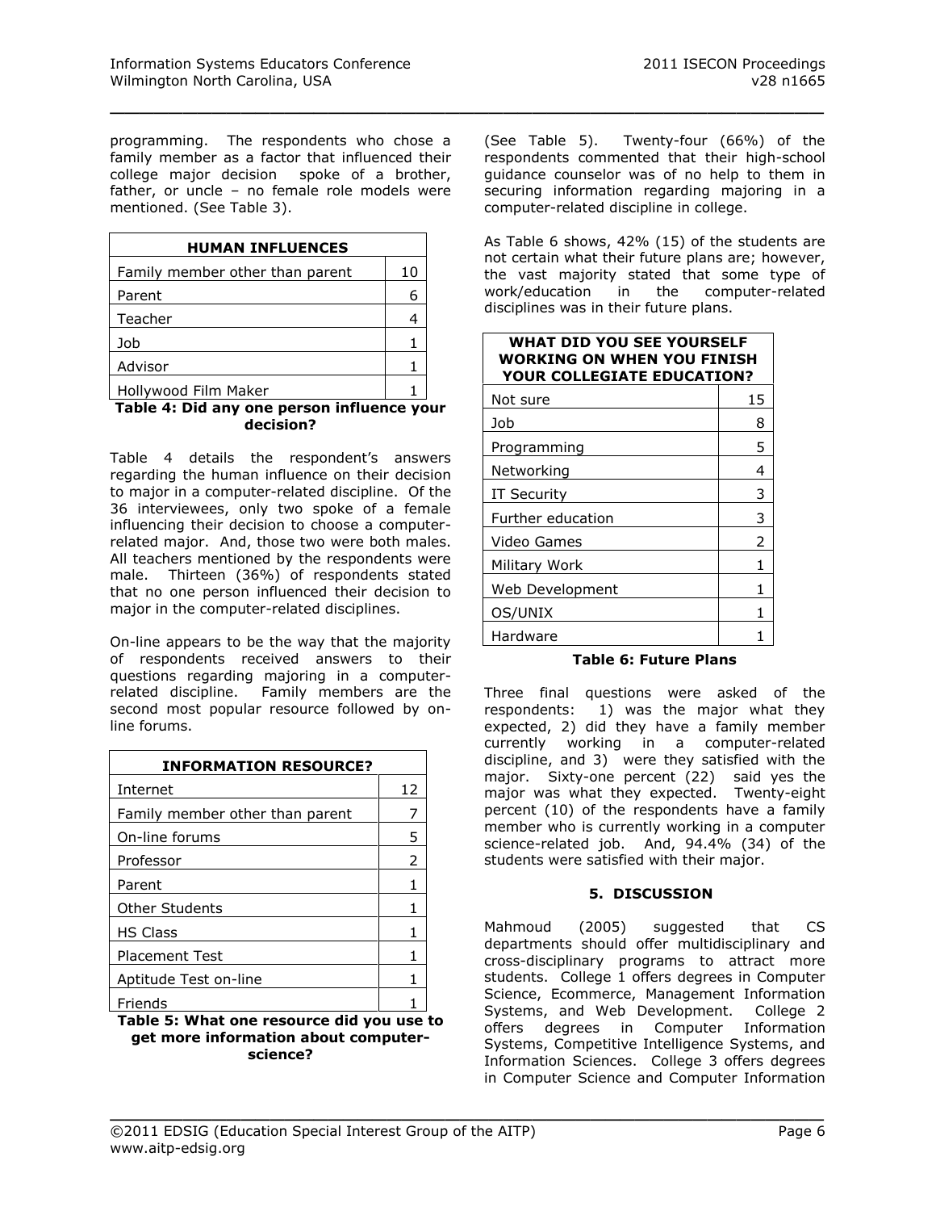programming. The respondents who chose a family member as a factor that influenced their college major decision spoke of a brother, father, or uncle – no female role models were mentioned. (See Table 3).

| HUMAN INFLUENCES | |
|---|---|
| Family member other than parent | 10 |
| Parent | 6 |
| Teacher | 4 |
| Job | 1 |
| Advisor | 1 |
| Hollywood Film Maker | 1 |

**Table 4: Did any one person influence your decision?**

Table 4 details the respondent's answers regarding the human influence on their decision to major in a computer-related discipline. Of the 36 interviewees, only two spoke of a female influencing their decision to choose a computer-related major. And, those two were both males. All teachers mentioned by the respondents were male. Thirteen (36%) of respondents stated that no one person influenced their decision to major in the computer-related disciplines.

On-line appears to be the way that the majority of respondents received answers to their questions regarding majoring in a computer-related discipline. Family members are the second most popular resource followed by on-line forums.

| INFORMATION RESOURCE? | |
|---|---|
| Internet | 12 |
| Family member other than parent | 7 |
| On-line forums | 5 |
| Professor | 2 |
| Parent | 1 |
| Other Students | 1 |
| HS Class | 1 |
| Placement Test | 1 |
| Aptitude Test on-line | 1 |
| Friends | 1 |

**Table 5: What one resource did you use to get more information about computer-science?**

(See Table 5). Twenty-four (66%) of the respondents commented that their high-school guidance counselor was of no help to them in securing information regarding majoring in a computer-related discipline in college.

As Table 6 shows, 42% (15) of the students are not certain what their future plans are; however, the vast majority stated that some type of work/education in the computer-related disciplines was in their future plans.

| WHAT DID YOU SEE YOURSELF WORKING ON WHEN YOU FINISH YOUR COLLEGIATE EDUCATION? | |
|---|---|
| Not sure | 15 |
| Job | 8 |
| Programming | 5 |
| Networking | 4 |
| IT Security | 3 |
| Further education | 3 |
| Video Games | 2 |
| Military Work | 1 |
| Web Development | 1 |
| OS/UNIX | 1 |
| Hardware | 1 |

**Table 6: Future Plans**

Three final questions were asked of the respondents: 1) was the major what they expected, 2) did they have a family member currently working in a computer-related discipline, and 3) were they satisfied with the major. Sixty-one percent (22) said yes the major was what they expected. Twenty-eight percent (10) of the respondents have a family member who is currently working in a computer science-related job. And, 94.4% (34) of the students were satisfied with their major.

## 5. DISCUSSION

Mahmoud (2005) suggested that CS departments should offer multidisciplinary and cross-disciplinary programs to attract more students. College 1 offers degrees in Computer Science, Ecommerce, Management Information Systems, and Web Development. College 2 offers degrees in Computer Information Systems, Competitive Intelligence Systems, and Information Sciences. College 3 offers degrees in Computer Science and Computer Information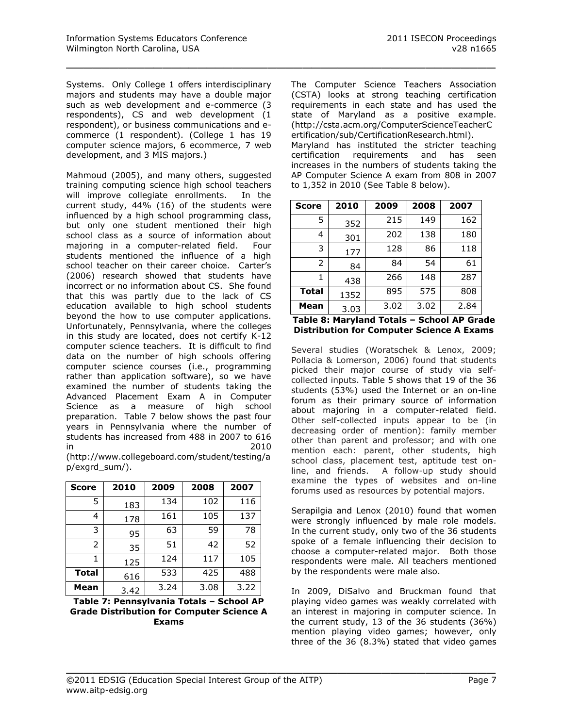Systems. Only College 1 offers interdisciplinary majors and students may have a double major such as web development and e-commerce (3 respondents), CS and web development (1 respondent), or business communications and e-commerce (1 respondent). (College 1 has 19 computer science majors, 6 ecommerce, 7 web development, and 3 MIS majors.)

Mahmoud (2005), and many others, suggested training computing science high school teachers will improve collegiate enrollments. In the current study, 44% (16) of the students were influenced by a high school programming class, but only one student mentioned their high school class as a source of information about majoring in a computer-related field. Four students mentioned the influence of a high school teacher on their career choice. Carter's (2006) research showed that students have incorrect or no information about CS. She found that this was partly due to the lack of CS education available to high school students beyond the how to use computer applications. Unfortunately, Pennsylvania, where the colleges in this study are located, does not certify K-12 computer science teachers. It is difficult to find data on the number of high schools offering computer science courses (i.e., programming rather than application software), so we have examined the number of students taking the Advanced Placement Exam A in Computer Science as a measure of high school preparation. Table 7 below shows the past four years in Pennsylvania where the number of students has increased from 488 in 2007 to 616 in 2010 (http://www.collegeboard.com/student/testing/ap/exgrd_sum/).

| Score | 2010 | 2009 | 2008 | 2007 |
|---|---|---|---|---|
| 5 | 183 | 134 | 102 | 116 |
| 4 | 178 | 161 | 105 | 137 |
| 3 | 95 | 63 | 59 | 78 |
| 2 | 35 | 51 | 42 | 52 |
| 1 | 125 | 124 | 117 | 105 |
| **Total** | 616 | 533 | 425 | 488 |
| **Mean** | 3.42 | 3.24 | 3.08 | 3.22 |

**Table 7: Pennsylvania Totals – School AP Grade Distribution for Computer Science A Exams**

The Computer Science Teachers Association (CSTA) looks at strong teaching certification requirements in each state and has used the state of Maryland as a positive example. (http://csta.acm.org/ComputerScienceTeacherCertification/sub/CertificationResearch.html). Maryland has instituted the stricter teaching certification requirements and has seen increases in the numbers of students taking the AP Computer Science A exam from 808 in 2007 to 1,352 in 2010 (See Table 8 below).

| Score | 2010 | 2009 | 2008 | 2007 |
|---|---|---|---|---|
| 5 | 352 | 215 | 149 | 162 |
| 4 | 301 | 202 | 138 | 180 |
| 3 | 177 | 128 | 86 | 118 |
| 2 | 84 | 84 | 54 | 61 |
| 1 | 438 | 266 | 148 | 287 |
| **Total** | 1352 | 895 | 575 | 808 |
| **Mean** | 3.03 | 3.02 | 3.02 | 2.84 |

**Table 8: Maryland Totals – School AP Grade Distribution for Computer Science A Exams**

Several studies (Woratschek & Lenox, 2009; Pollacia & Lomerson, 2006) found that students picked their major course of study via self-collected inputs. Table 5 shows that 19 of the 36 students (53%) used the Internet or an on-line forum as their primary source of information about majoring in a computer-related field. Other self-collected inputs appear to be (in decreasing order of mention): family member other than parent and professor; and with one mention each: parent, other students, high school class, placement test, aptitude test on-line, and friends. A follow-up study should examine the types of websites and on-line forums used as resources by potential majors.

Serapilgia and Lenox (2010) found that women were strongly influenced by male role models. In the current study, only two of the 36 students spoke of a female influencing their decision to choose a computer-related major. Both those respondents were male. All teachers mentioned by the respondents were male also.

In 2009, DiSalvo and Bruckman found that playing video games was weakly correlated with an interest in majoring in computer science. In the current study, 13 of the 36 students (36%) mention playing video games; however, only three of the 36 (8.3%) stated that video games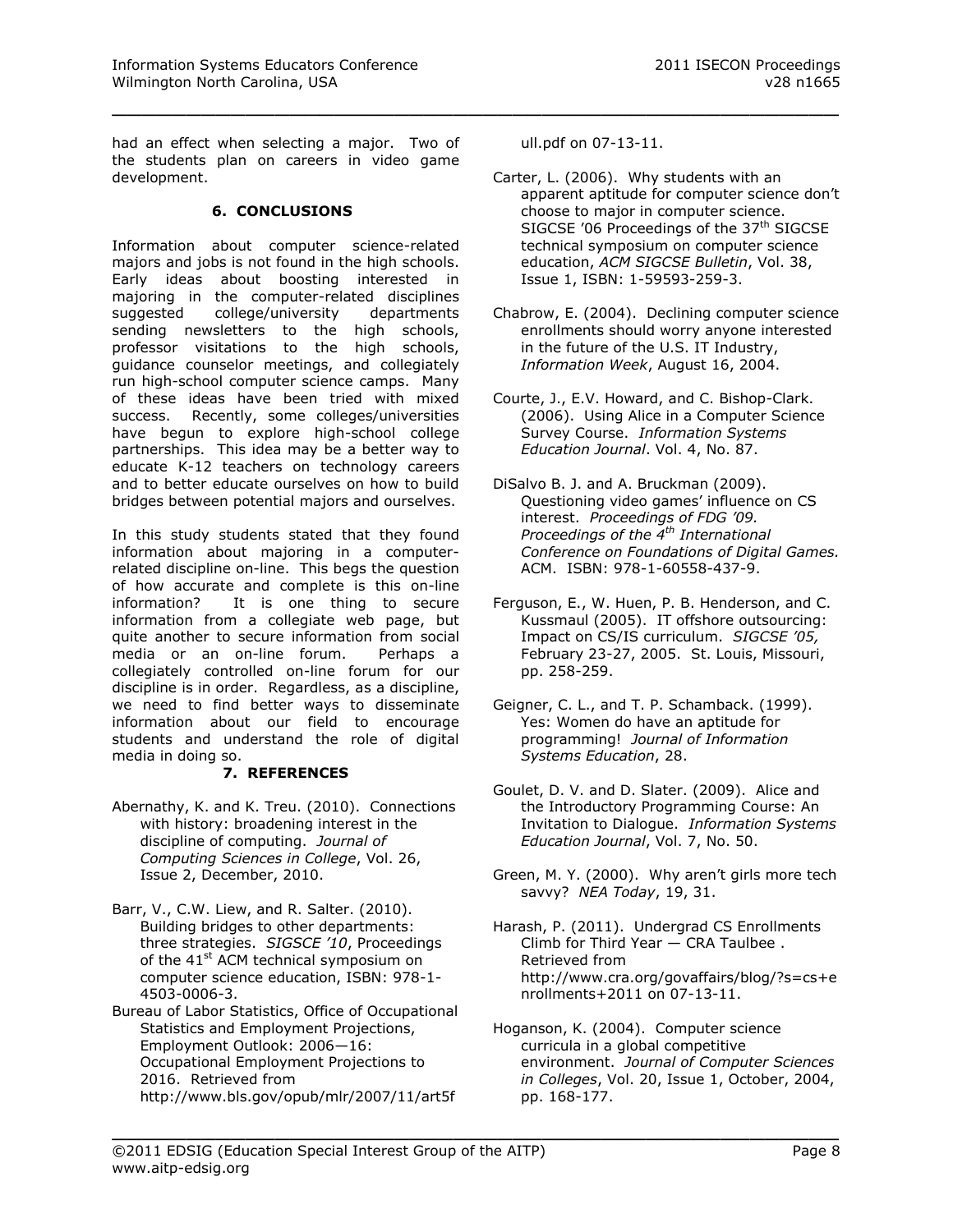had an effect when selecting a major. Two of the students plan on careers in video game development.

## 6. CONCLUSIONS

Information about computer science-related majors and jobs is not found in the high schools. Early ideas about boosting interested in majoring in the computer-related disciplines suggested college/university departments sending newsletters to the high schools, professor visitations to the high schools, guidance counselor meetings, and collegiately run high-school computer science camps. Many of these ideas have been tried with mixed success. Recently, some colleges/universities have begun to explore high-school college partnerships. This idea may be a better way to educate K-12 teachers on technology careers and to better educate ourselves on how to build bridges between potential majors and ourselves.

In this study students stated that they found information about majoring in a computer-related discipline on-line. This begs the question of how accurate and complete is this on-line information? It is one thing to secure information from a collegiate web page, but quite another to secure information from social media or an on-line forum. Perhaps a collegiately controlled on-line forum for our discipline is in order. Regardless, as a discipline, we need to find better ways to disseminate information about our field to encourage students and understand the role of digital media in doing so.

## 7. REFERENCES

Abernathy, K. and K. Treu. (2010). Connections with history: broadening interest in the discipline of computing. *Journal of Computing Sciences in College*, Vol. 26, Issue 2, December, 2010.

Barr, V., C.W. Liew, and R. Salter. (2010). Building bridges to other departments: three strategies. *SIGSCE '10*, Proceedings of the 41st ACM technical symposium on computer science education, ISBN: 978-1-4503-0006-3.

Bureau of Labor Statistics, Office of Occupational Statistics and Employment Projections, Employment Outlook: 2006—16: Occupational Employment Projections to 2016. Retrieved from http://www.bls.gov/opub/mlr/2007/11/art5full.pdf on 07-13-11.

Carter, L. (2006). Why students with an apparent aptitude for computer science don't choose to major in computer science. SIGCSE '06 Proceedings of the 37th SIGCSE technical symposium on computer science education, *ACM SIGCSE Bulletin*, Vol. 38, Issue 1, ISBN: 1-59593-259-3.

Chabrow, E. (2004). Declining computer science enrollments should worry anyone interested in the future of the U.S. IT Industry, *Information Week*, August 16, 2004.

Courte, J., E.V. Howard, and C. Bishop-Clark. (2006). Using Alice in a Computer Science Survey Course. *Information Systems Education Journal*. Vol. 4, No. 87.

DiSalvo B. J. and A. Bruckman (2009). Questioning video games' influence on CS interest. *Proceedings of FDG '09. Proceedings of the 4th International Conference on Foundations of Digital Games.* ACM. ISBN: 978-1-60558-437-9.

Ferguson, E., W. Huen, P. B. Henderson, and C. Kussmaul (2005). IT offshore outsourcing: Impact on CS/IS curriculum. *SIGCSE '05,* February 23-27, 2005. St. Louis, Missouri, pp. 258-259.

Geigner, C. L., and T. P. Schamback. (1999). Yes: Women do have an aptitude for programming! *Journal of Information Systems Education*, 28.

Goulet, D. V. and D. Slater. (2009). Alice and the Introductory Programming Course: An Invitation to Dialogue. *Information Systems Education Journal*, Vol. 7, No. 50.

Green, M. Y. (2000). Why aren't girls more tech savvy? *NEA Today*, 19, 31.

Harash, P. (2011). Undergrad CS Enrollments Climb for Third Year — CRA Taulbee . Retrieved from http://www.cra.org/govaffairs/blog/?s=cs+enrollments+2011 on 07-13-11.

Hoganson, K. (2004). Computer science curricula in a global competitive environment. *Journal of Computer Sciences in Colleges*, Vol. 20, Issue 1, October, 2004, pp. 168-177.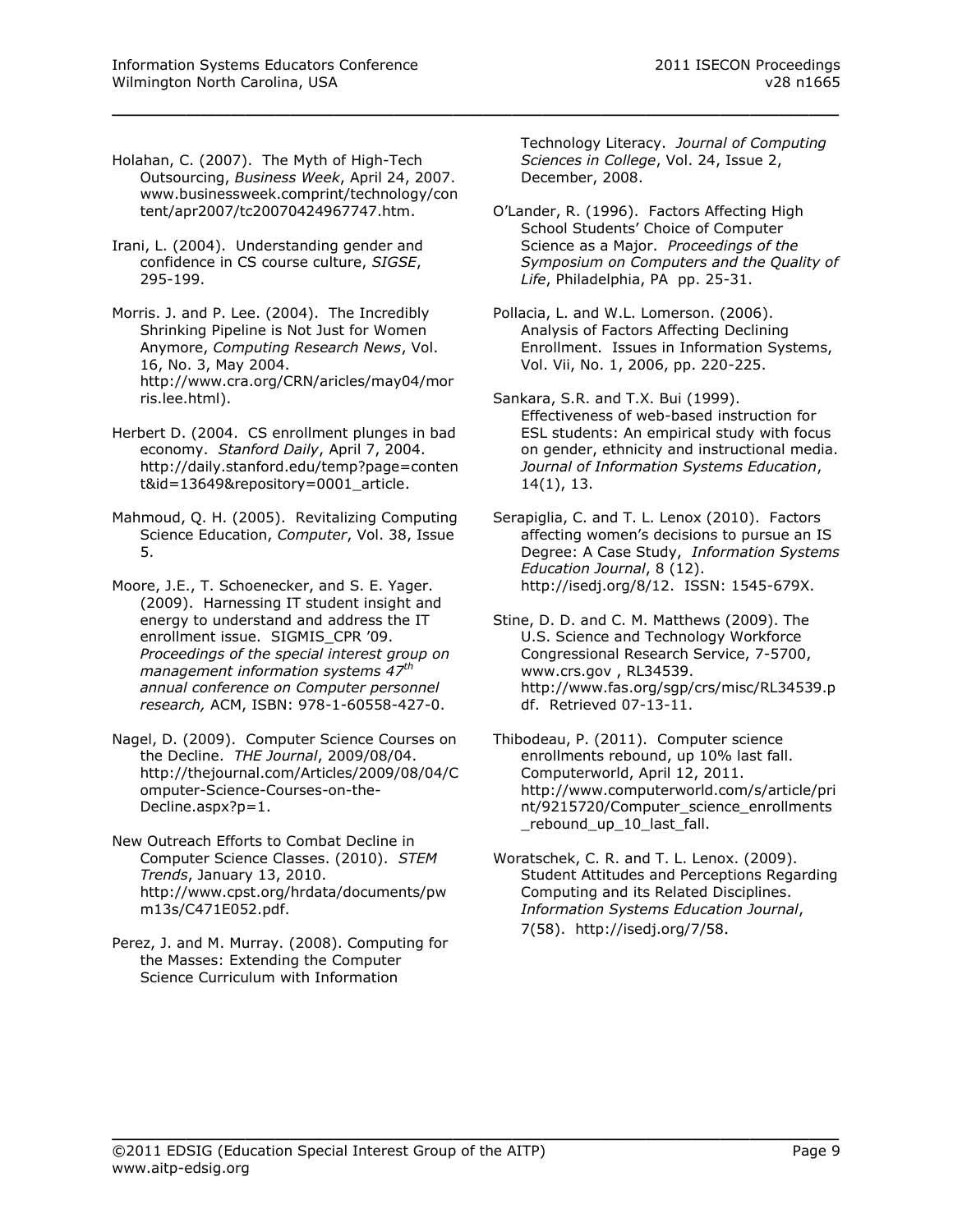Holahan, C. (2007). The Myth of High-Tech Outsourcing, *Business Week*, April 24, 2007. www.businessweek.comprint/technology/content/apr2007/tc20070424967747.htm.

Irani, L. (2004). Understanding gender and confidence in CS course culture, *SIGSE*, 295-199.

Morris. J. and P. Lee. (2004). The Incredibly Shrinking Pipeline is Not Just for Women Anymore, *Computing Research News*, Vol. 16, No. 3, May 2004. http://www.cra.org/CRN/aricles/may04/morris.lee.html).

Herbert D. (2004. CS enrollment plunges in bad economy. *Stanford Daily*, April 7, 2004. http://daily.stanford.edu/temp?page=content&id=13649&repository=0001_article.

Mahmoud, Q. H. (2005). Revitalizing Computing Science Education, *Computer*, Vol. 38, Issue 5.

Moore, J.E., T. Schoenecker, and S. E. Yager. (2009). Harnessing IT student insight and energy to understand and address the IT enrollment issue. SIGMIS_CPR '09. *Proceedings of the special interest group on management information systems 47th annual conference on Computer personnel research,* ACM, ISBN: 978-1-60558-427-0.

Nagel, D. (2009). Computer Science Courses on the Decline. *THE Journal*, 2009/08/04. http://thejournal.com/Articles/2009/08/04/Computer-Science-Courses-on-the-Decline.aspx?p=1.

New Outreach Efforts to Combat Decline in Computer Science Classes. (2010). *STEM Trends*, January 13, 2010. http://www.cpst.org/hrdata/documents/pwm13s/C471E052.pdf.

Perez, J. and M. Murray. (2008). Computing for the Masses: Extending the Computer Science Curriculum with Information Technology Literacy. *Journal of Computing Sciences in College*, Vol. 24, Issue 2, December, 2008.

O'Lander, R. (1996). Factors Affecting High School Students' Choice of Computer Science as a Major. *Proceedings of the Symposium on Computers and the Quality of Life*, Philadelphia, PA pp. 25-31.

Pollacia, L. and W.L. Lomerson. (2006). Analysis of Factors Affecting Declining Enrollment. Issues in Information Systems, Vol. Vii, No. 1, 2006, pp. 220-225.

Sankara, S.R. and T.X. Bui (1999). Effectiveness of web-based instruction for ESL students: An empirical study with focus on gender, ethnicity and instructional media. *Journal of Information Systems Education*, 14(1), 13.

Serapiglia, C. and T. L. Lenox (2010). Factors affecting women's decisions to pursue an IS Degree: A Case Study, *Information Systems Education Journal*, 8 (12). http://isedj.org/8/12. ISSN: 1545-679X.

Stine, D. D. and C. M. Matthews (2009). The U.S. Science and Technology Workforce Congressional Research Service, 7-5700, www.crs.gov , RL34539. http://www.fas.org/sgp/crs/misc/RL34539.pdf. Retrieved 07-13-11.

Thibodeau, P. (2011). Computer science enrollments rebound, up 10% last fall. Computerworld, April 12, 2011. http://www.computerworld.com/s/article/print/9215720/Computer_science_enrollments_rebound_up_10_last_fall.

Woratschek, C. R. and T. L. Lenox. (2009). Student Attitudes and Perceptions Regarding Computing and its Related Disciplines. *Information Systems Education Journal*, 7(58). http://isedj.org/7/58.